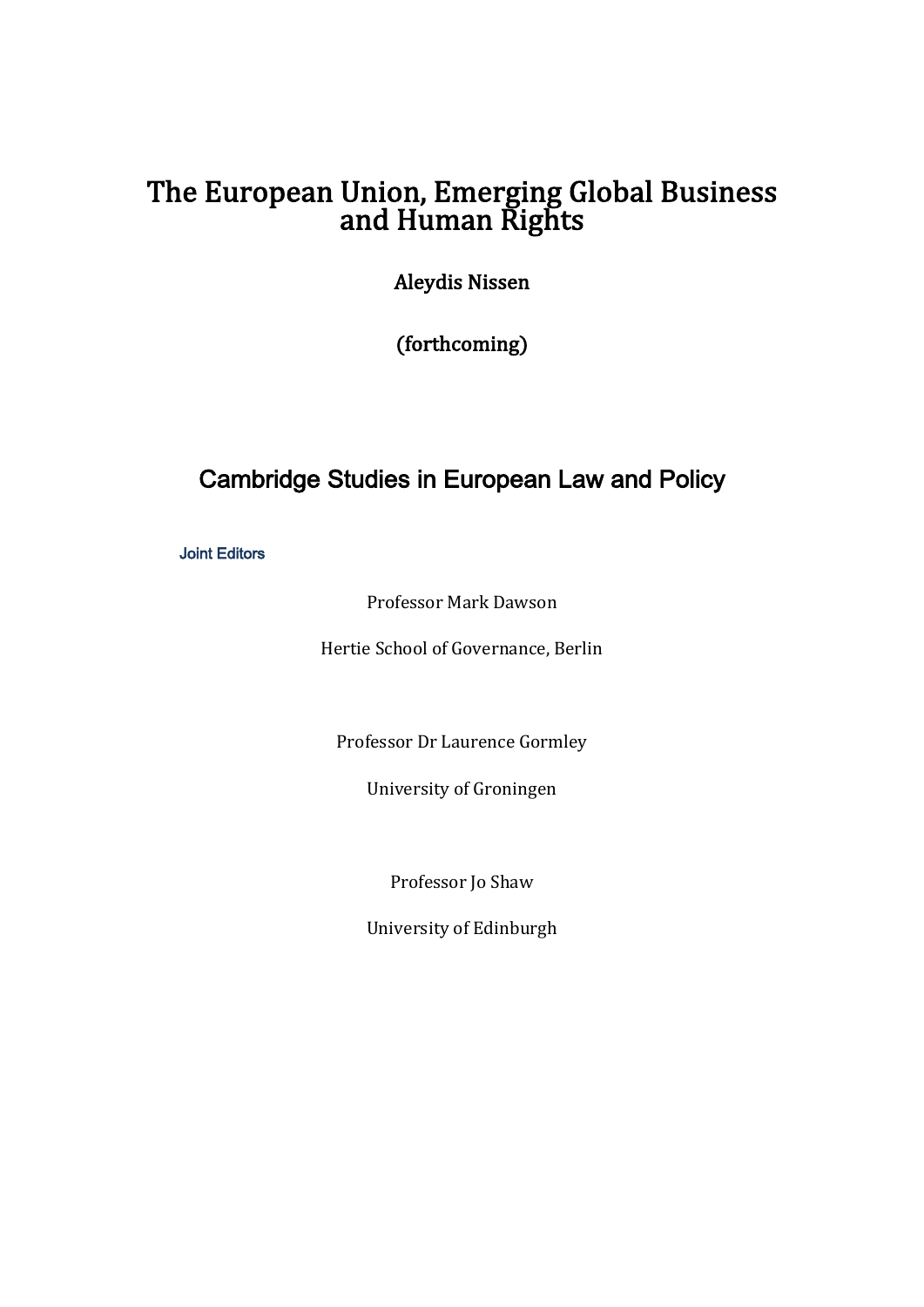# The European Union, Emerging Global Business and Human Rights

**Aleydis Nissen**

**(forthcoming)**

## Cambridge Studies in European Law and Policy

**Joint Editors**

Professor Mark Dawson

Hertie School of Governance, Berlin

Professor Dr Laurence Gormley

University of Groningen

Professor Jo Shaw

University of Edinburgh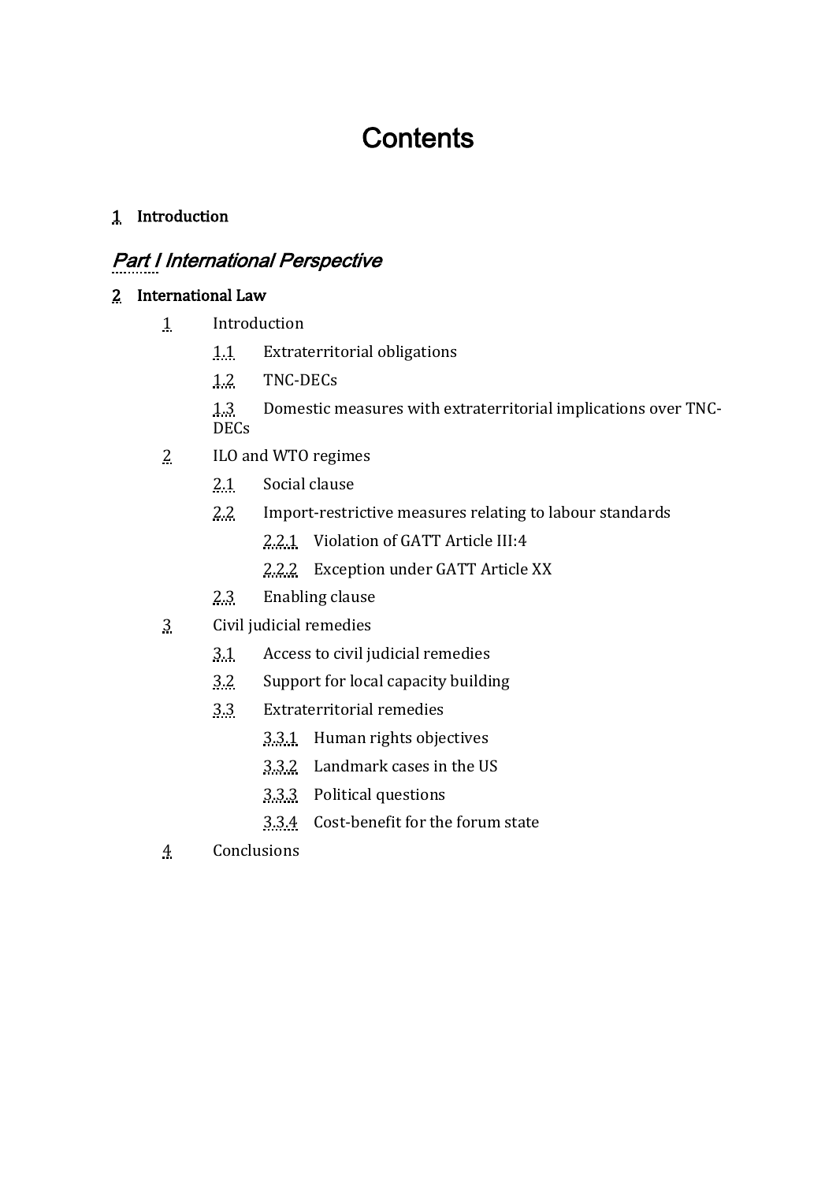# Contents

1 **Introduction**

## *Part I International Perspective*

2 **International Law**

- 1 Introduction
  - 1.1 Extraterritorial obligations
  - 1.2 TNC-DECs
  - 1.3 Domestic measures with extraterritorial implications over TNC-DECs
- 2 ILO and WTO regimes
  - 2.1 Social clause
  - 2.2 Import-restrictive measures relating to labour standards
    - 2.2.1 Violation of GATT Article III:4
    - 2.2.2 Exception under GATT Article XX
  - 2.3 Enabling clause
- 3 Civil judicial remedies
  - 3.1 Access to civil judicial remedies
  - 3.2 Support for local capacity building
  - 3.3 Extraterritorial remedies
    - 3.3.1 Human rights objectives
    - 3.3.2 Landmark cases in the US
    - 3.3.3 Political questions
    - 3.3.4 Cost-benefit for the forum state
- 4 Conclusions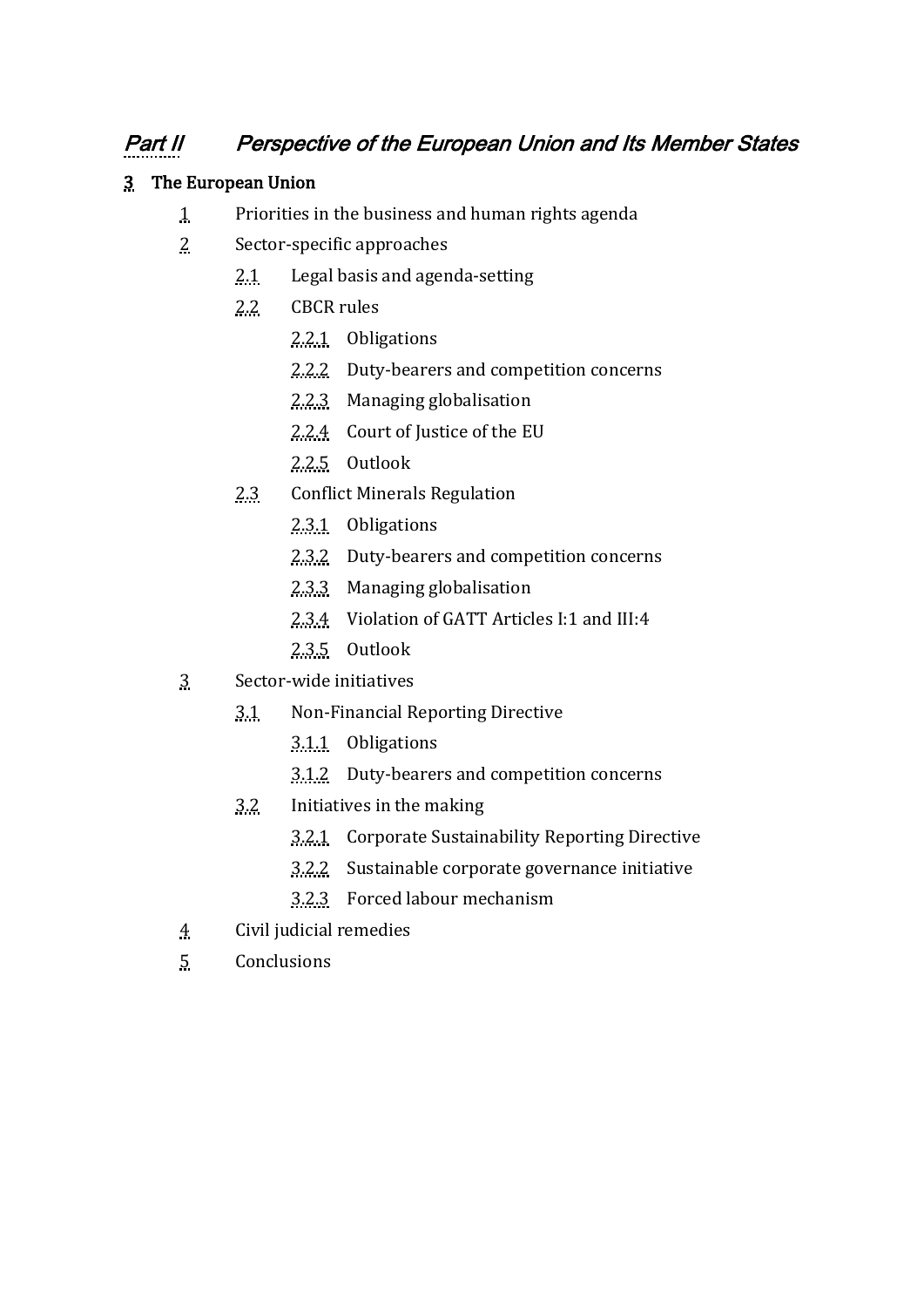## *Part II Perspective of the European Union and Its Member States*

### 3 The European Union

- 1 Priorities in the business and human rights agenda
- 2 Sector-specific approaches
  - 2.1 Legal basis and agenda-setting
  - 2.2 CBCR rules
    - 2.2.1 Obligations
    - 2.2.2 Duty-bearers and competition concerns
    - 2.2.3 Managing globalisation
    - 2.2.4 Court of Justice of the EU
    - 2.2.5 Outlook
  - 2.3 Conflict Minerals Regulation
    - 2.3.1 Obligations
    - 2.3.2 Duty-bearers and competition concerns
    - 2.3.3 Managing globalisation
    - 2.3.4 Violation of GATT Articles I:1 and III:4
    - 2.3.5 Outlook
- 3 Sector-wide initiatives
  - 3.1 Non-Financial Reporting Directive
    - 3.1.1 Obligations
    - 3.1.2 Duty-bearers and competition concerns
  - 3.2 Initiatives in the making
    - 3.2.1 Corporate Sustainability Reporting Directive
    - 3.2.2 Sustainable corporate governance initiative
    - 3.2.3 Forced labour mechanism
- 4 Civil judicial remedies
- 5 Conclusions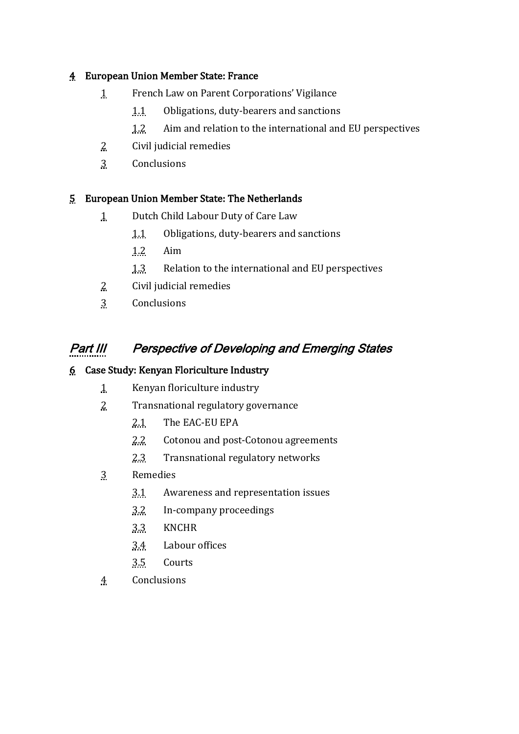**4 European Union Member State: France**

- 1 French Law on Parent Corporations' Vigilance
  - 1.1 Obligations, duty-bearers and sanctions
  - 1.2 Aim and relation to the international and EU perspectives
- 2 Civil judicial remedies
- 3 Conclusions

**5 European Union Member State: The Netherlands**

- 1 Dutch Child Labour Duty of Care Law
  - 1.1 Obligations, duty-bearers and sanctions
  - 1.2 Aim
  - 1.3 Relation to the international and EU perspectives
- 2 Civil judicial remedies
- 3 Conclusions

## *Part III Perspective of Developing and Emerging States*

**6 Case Study: Kenyan Floriculture Industry**

- 1 Kenyan floriculture industry
- 2 Transnational regulatory governance
  - 2.1 The EAC-EU EPA
  - 2.2 Cotonou and post-Cotonou agreements
  - 2.3 Transnational regulatory networks
- 3 Remedies
  - 3.1 Awareness and representation issues
  - 3.2 In-company proceedings
  - 3.3 KNCHR
  - 3.4 Labour offices
  - 3.5 Courts
- 4 Conclusions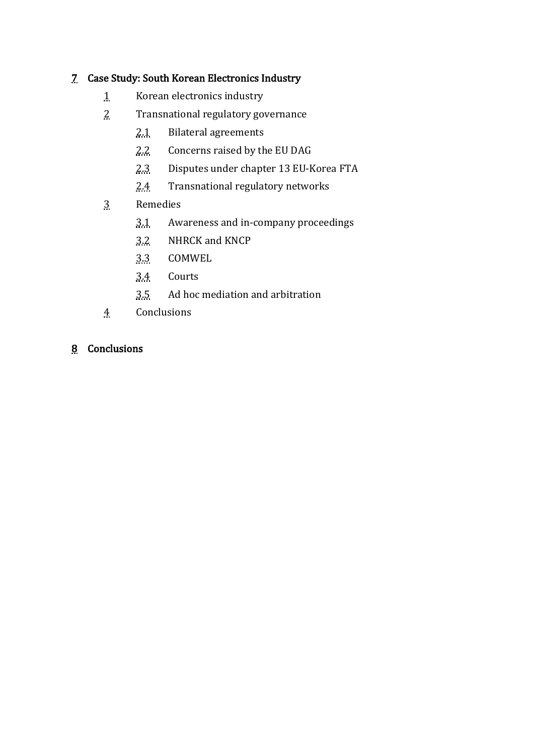**7 Case Study: South Korean Electronics Industry**

- 1 Korean electronics industry
- 2 Transnational regulatory governance
  - 2.1 Bilateral agreements
  - 2.2 Concerns raised by the EU DAG
  - 2.3 Disputes under chapter 13 EU-Korea FTA
  - 2.4 Transnational regulatory networks
- 3 Remedies
  - 3.1 Awareness and in-company proceedings
  - 3.2 NHRCK and KNCP
  - 3.3 COMWEL
  - 3.4 Courts
  - 3.5 Ad hoc mediation and arbitration
- 4 Conclusions

**8 Conclusions**